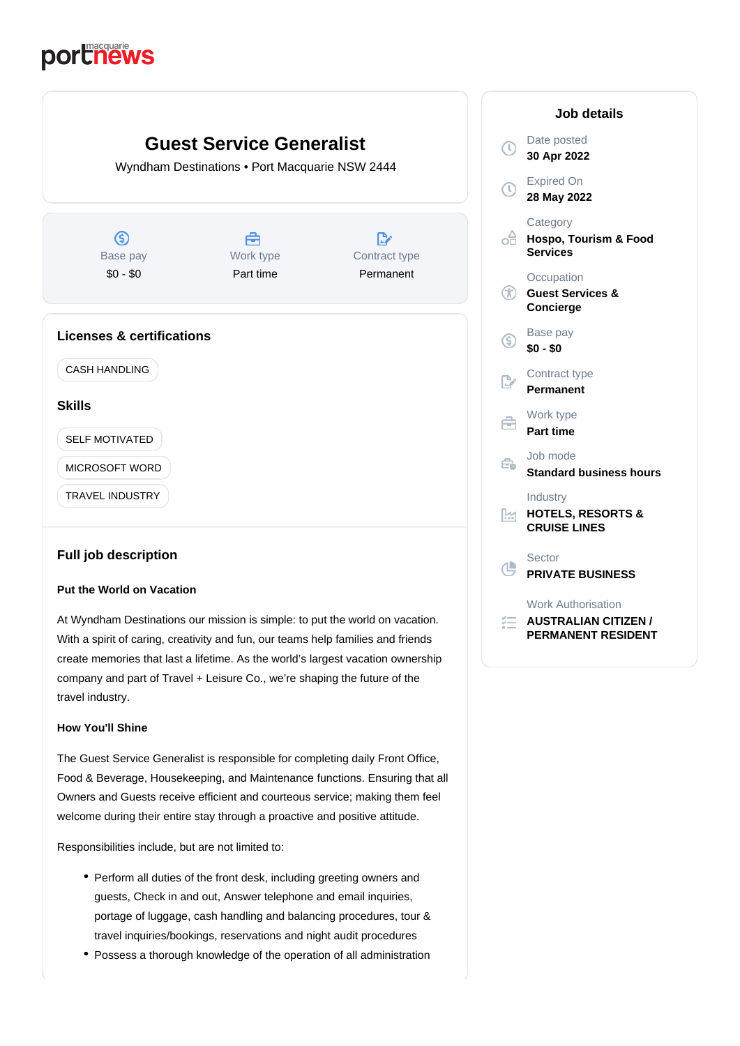# Guest Service Generalist

Wyndham Destinations • Port Macquarie NSW 2444

| Base pay | Work type | Contract type |
|---|---|---|
| $0 - $0 | Part time | Permanent |

## Licenses & certifications

- CASH HANDLING

## Skills

- SELF MOTIVATED
- MICROSOFT WORD
- TRAVEL INDUSTRY

## Full job description

**Put the World on Vacation**

At Wyndham Destinations our mission is simple: to put the world on vacation. With a spirit of caring, creativity and fun, our teams help families and friends create memories that last a lifetime. As the world's largest vacation ownership company and part of Travel + Leisure Co., we're shaping the future of the travel industry.

**How You'll Shine**

The Guest Service Generalist is responsible for completing daily Front Office, Food & Beverage, Housekeeping, and Maintenance functions. Ensuring that all Owners and Guests receive efficient and courteous service; making them feel welcome during their entire stay through a proactive and positive attitude.

Responsibilities include, but are not limited to:

- Perform all duties of the front desk, including greeting owners and guests, Check in and out, Answer telephone and email inquiries, portage of luggage, cash handling and balancing procedures, tour & travel inquiries/bookings, reservations and night audit procedures
- Possess a thorough knowledge of the operation of all administration

## Job details

**Date posted**
30 Apr 2022

**Expired On**
28 May 2022

**Category**
Hospo, Tourism & Food Services

**Occupation**
Guest Services & Concierge

**Base pay**
$0 - $0

**Contract type**
Permanent

**Work type**
Part time

**Job mode**
Standard business hours

**Industry**
HOTELS, RESORTS & CRUISE LINES

**Sector**
PRIVATE BUSINESS

**Work Authorisation**
AUSTRALIAN CITIZEN / PERMANENT RESIDENT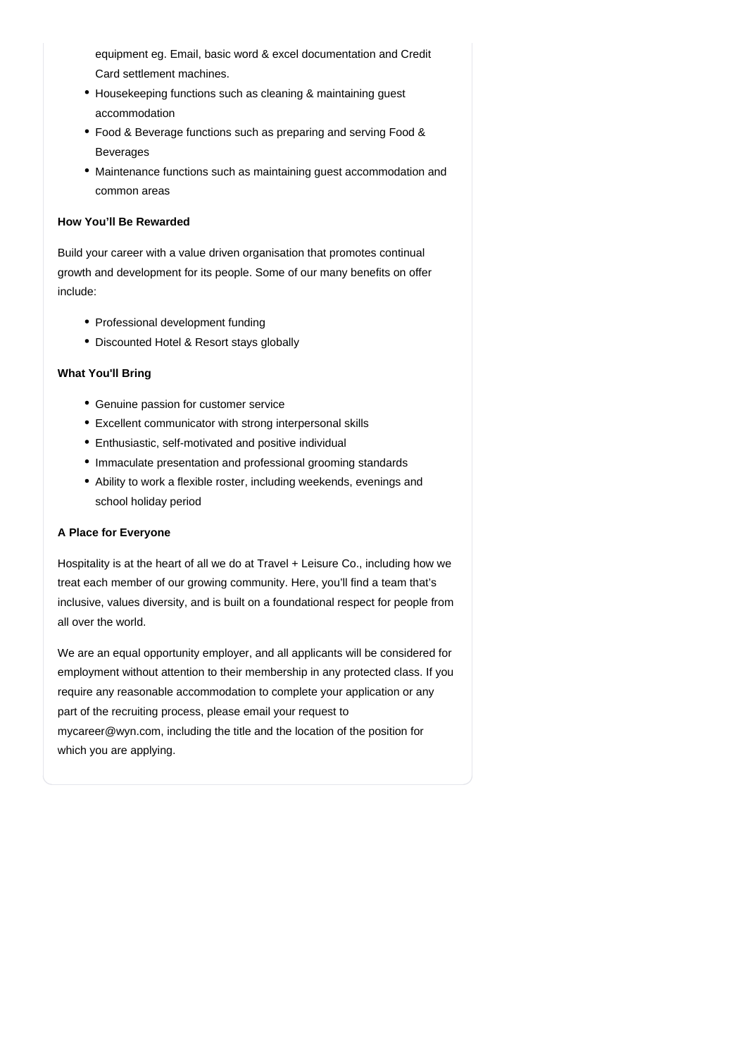equipment eg. Email, basic word & excel documentation and Credit Card settlement machines.
- Housekeeping functions such as cleaning & maintaining guest accommodation
- Food & Beverage functions such as preparing and serving Food & Beverages
- Maintenance functions such as maintaining guest accommodation and common areas

**How You'll Be Rewarded**

Build your career with a value driven organisation that promotes continual growth and development for its people. Some of our many benefits on offer include:

- Professional development funding
- Discounted Hotel & Resort stays globally

**What You'll Bring**

- Genuine passion for customer service
- Excellent communicator with strong interpersonal skills
- Enthusiastic, self-motivated and positive individual
- Immaculate presentation and professional grooming standards
- Ability to work a flexible roster, including weekends, evenings and school holiday period

**A Place for Everyone**

Hospitality is at the heart of all we do at Travel + Leisure Co., including how we treat each member of our growing community. Here, you'll find a team that's inclusive, values diversity, and is built on a foundational respect for people from all over the world.

We are an equal opportunity employer, and all applicants will be considered for employment without attention to their membership in any protected class. If you require any reasonable accommodation to complete your application or any part of the recruiting process, please email your request to mycareer@wyn.com, including the title and the location of the position for which you are applying.